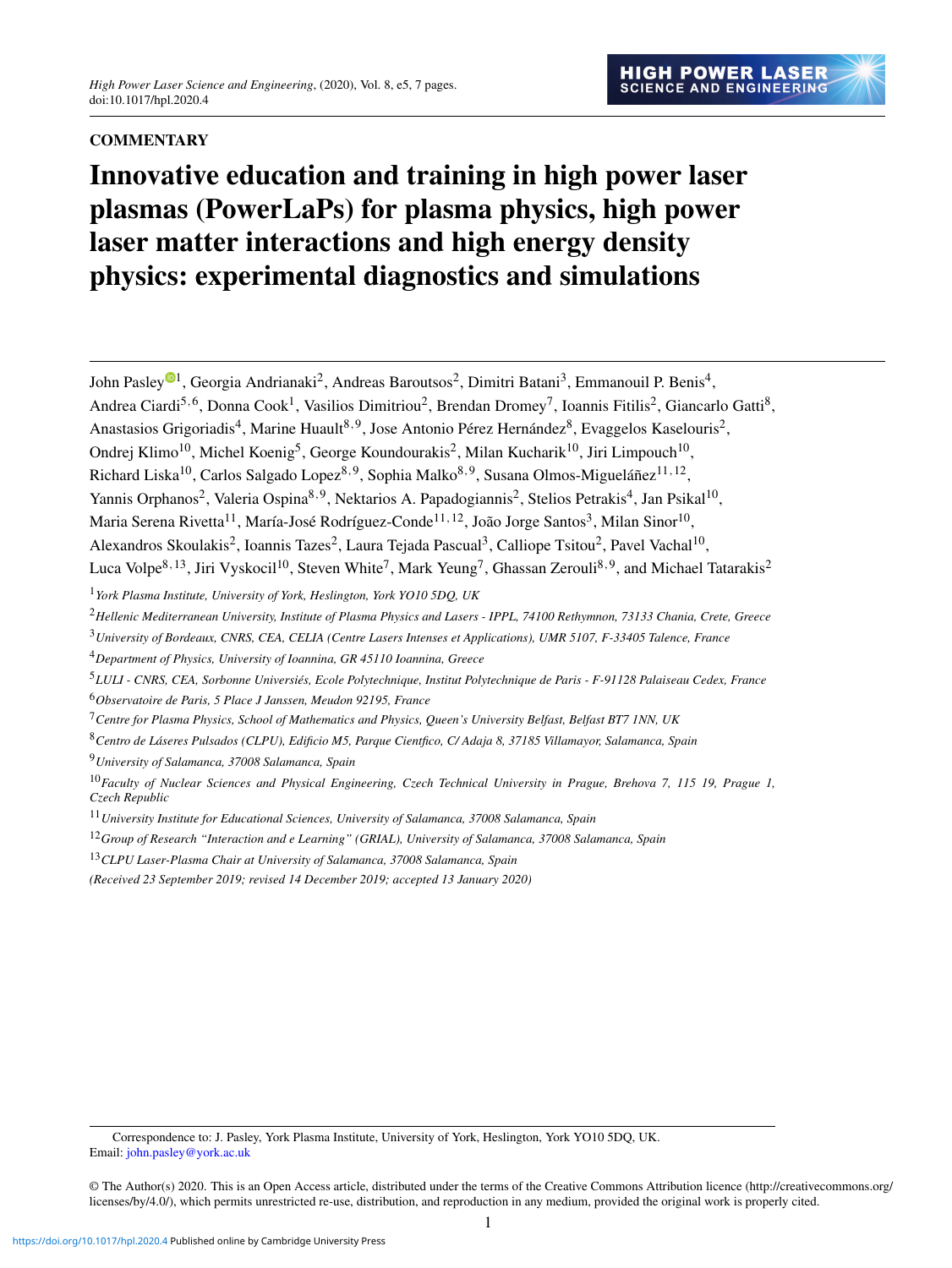**COMMENTARY**

# Innovative education and training in high power laser plasmas (PowerLaPs) for plasma physics, high power laser matter interactions and high energy density physics: experimental diagnostics and simulations

John Pasley[1], Georgia Andrianaki[2], Andreas Baroutsos[2], Dimitri Batani[3], Emmanouil P. Benis[4], Andrea Ciardi[5,6], Donna Cook[1], Vasilios Dimitriou[2], Brendan Dromey[7], Ioannis Fitilis[2], Giancarlo Gatti[8], Anastasios Grigoriadis[4], Marine Huault[8,9], Jose Antonio Pérez Hernández[8], Evaggelos Kaselouris[2], Ondrej Klimo[10], Michel Koenig[5], George Koundourakis[2], Milan Kucharik[10], Jiri Limpouch[10], Richard Liska[10], Carlos Salgado Lopez[8,9], Sophia Malko[8,9], Susana Olmos-Migueláñez[11,12], Yannis Orphanos[2], Valeria Ospina[8,9], Nektarios A. Papadogiannis[2], Stelios Petrakis[4], Jan Psikal[10], Maria Serena Rivetta[11], María-José Rodríguez-Conde[11,12], João Jorge Santos[3], Milan Sinor[10], Alexandros Skoulakis[2], Ioannis Tazes[2], Laura Tejada Pascual[3], Calliope Tsitou[2], Pavel Vachal[10], Luca Volpe[8,13], Jiri Vyskocil[10], Steven White[7], Mark Yeung[7], Ghassan Zerouli[8,9], and Michael Tatarakis[2]

[1] *York Plasma Institute, University of York, Heslington, York YO10 5DQ, UK*

[2] *Hellenic Mediterranean University, Institute of Plasma Physics and Lasers - IPPL, 74100 Rethymnon, 73133 Chania, Crete, Greece*

[3] *University of Bordeaux, CNRS, CEA, CELIA (Centre Lasers Intenses et Applications), UMR 5107, F-33405 Talence, France*

[4] *Department of Physics, University of Ioannina, GR 45110 Ioannina, Greece*

[5] *LULI - CNRS, CEA, Sorbonne Universiés, Ecole Polytechnique, Institut Polytechnique de Paris - F-91128 Palaiseau Cedex, France*

[6] *Observatoire de Paris, 5 Place J Janssen, Meudon 92195, France*

[7] *Centre for Plasma Physics, School of Mathematics and Physics, Queen's University Belfast, Belfast BT7 1NN, UK*

[8] *Centro de Láseres Pulsados (CLPU), Edificio M5, Parque Cientfico, C/ Adaja 8, 37185 Villamayor, Salamanca, Spain*

[9] *University of Salamanca, 37008 Salamanca, Spain*

[10] *Faculty of Nuclear Sciences and Physical Engineering, Czech Technical University in Prague, Brehova 7, 115 19, Prague 1, Czech Republic*

[11] *University Institute for Educational Sciences, University of Salamanca, 37008 Salamanca, Spain*

[12] *Group of Research "Interaction and e Learning" (GRIAL), University of Salamanca, 37008 Salamanca, Spain*

[13] *CLPU Laser-Plasma Chair at University of Salamanca, 37008 Salamanca, Spain*

*(Received 23 September 2019; revised 14 December 2019; accepted 13 January 2020)*

Correspondence to: J. Pasley, York Plasma Institute, University of York, Heslington, York YO10 5DQ, UK. Email: john.pasley@york.ac.uk

© The Author(s) 2020. This is an Open Access article, distributed under the terms of the Creative Commons Attribution licence (http://creativecommons.org/licenses/by/4.0/), which permits unrestricted re-use, distribution, and reproduction in any medium, provided the original work is properly cited.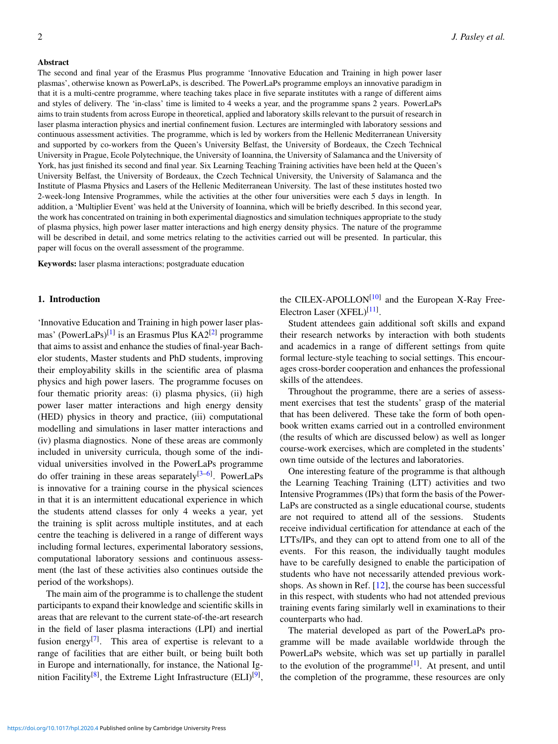## Abstract

The second and final year of the Erasmus Plus programme 'Innovative Education and Training in high power laser plasmas', otherwise known as PowerLaPs, is described. The PowerLaPs programme employs an innovative paradigm in that it is a multi-centre programme, where teaching takes place in five separate institutes with a range of different aims and styles of delivery. The 'in-class' time is limited to 4 weeks a year, and the programme spans 2 years. PowerLaPs aims to train students from across Europe in theoretical, applied and laboratory skills relevant to the pursuit of research in laser plasma interaction physics and inertial confinement fusion. Lectures are intermingled with laboratory sessions and continuous assessment activities. The programme, which is led by workers from the Hellenic Mediterranean University and supported by co-workers from the Queen's University Belfast, the University of Bordeaux, the Czech Technical University in Prague, Ecole Polytechnique, the University of Ioannina, the University of Salamanca and the University of York, has just finished its second and final year. Six Learning Teaching Training activities have been held at the Queen's University Belfast, the University of Bordeaux, the Czech Technical University, the University of Salamanca and the Institute of Plasma Physics and Lasers of the Hellenic Mediterranean University. The last of these institutes hosted two 2-week-long Intensive Programmes, while the activities at the other four universities were each 5 days in length. In addition, a 'Multiplier Event' was held at the University of Ioannina, which will be briefly described. In this second year, the work has concentrated on training in both experimental diagnostics and simulation techniques appropriate to the study of plasma physics, high power laser matter interactions and high energy density physics. The nature of the programme will be described in detail, and some metrics relating to the activities carried out will be presented. In particular, this paper will focus on the overall assessment of the programme.

**Keywords:** laser plasma interactions; postgraduate education

## 1. Introduction

'Innovative Education and Training in high power laser plasmas' (PowerLaPs)[1] is an Erasmus Plus KA2[2] programme that aims to assist and enhance the studies of final-year Bachelor students, Master students and PhD students, improving their employability skills in the scientific area of plasma physics and high power lasers. The programme focuses on four thematic priority areas: (i) plasma physics, (ii) high power laser matter interactions and high energy density (HED) physics in theory and practice, (iii) computational modelling and simulations in laser matter interactions and (iv) plasma diagnostics. None of these areas are commonly included in university curricula, though some of the individual universities involved in the PowerLaPs programme do offer training in these areas separately[3–6]. PowerLaPs is innovative for a training course in the physical sciences in that it is an intermittent educational experience in which the students attend classes for only 4 weeks a year, yet the training is split across multiple institutes, and at each centre the teaching is delivered in a range of different ways including formal lectures, experimental laboratory sessions, computational laboratory sessions and continuous assessment (the last of these activities also continues outside the period of the workshops).

The main aim of the programme is to challenge the student participants to expand their knowledge and scientific skills in areas that are relevant to the current state-of-the-art research in the field of laser plasma interactions (LPI) and inertial fusion energy[7]. This area of expertise is relevant to a range of facilities that are either built, or being built both in Europe and internationally, for instance, the National Ignition Facility[8], the Extreme Light Infrastructure (ELI)[9], the CILEX-APOLLON[10] and the European X-Ray Free-Electron Laser (XFEL)[11].

Student attendees gain additional soft skills and expand their research networks by interaction with both students and academics in a range of different settings from quite formal lecture-style teaching to social settings. This encourages cross-border cooperation and enhances the professional skills of the attendees.

Throughout the programme, there are a series of assessment exercises that test the students' grasp of the material that has been delivered. These take the form of both open-book written exams carried out in a controlled environment (the results of which are discussed below) as well as longer course-work exercises, which are completed in the students' own time outside of the lectures and laboratories.

One interesting feature of the programme is that although the Learning Teaching Training (LTT) activities and two Intensive Programmes (IPs) that form the basis of the PowerLaPs are constructed as a single educational course, students are not required to attend all of the sessions. Students receive individual certification for attendance at each of the LTTs/IPs, and they can opt to attend from one to all of the events. For this reason, the individually taught modules have to be carefully designed to enable the participation of students who have not necessarily attended previous workshops. As shown in Ref. [12], the course has been successful in this respect, with students who had not attended previous training events faring similarly well in examinations to their counterparts who had.

The material developed as part of the PowerLaPs programme will be made available worldwide through the PowerLaPs website, which was set up partially in parallel to the evolution of the programme[1]. At present, and until the completion of the programme, these resources are only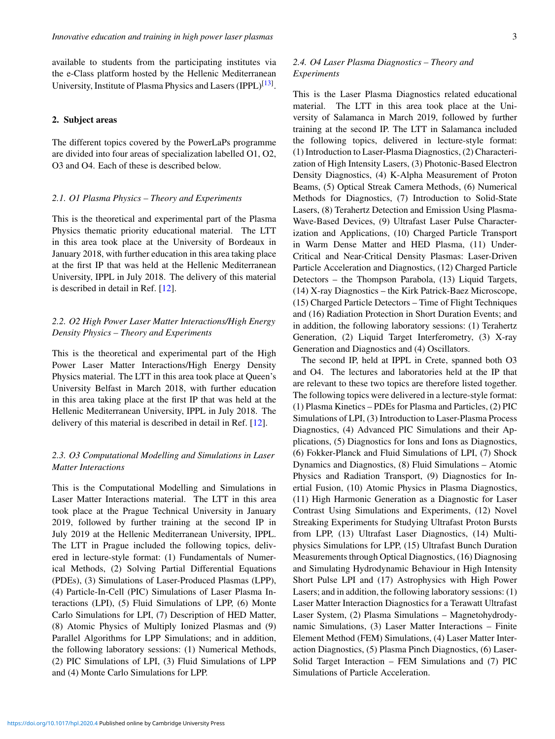available to students from the participating institutes via the e-Class platform hosted by the Hellenic Mediterranean University, Institute of Plasma Physics and Lasers (IPPL)[13].

## 2. Subject areas

The different topics covered by the PowerLaPs programme are divided into four areas of specialization labelled O1, O2, O3 and O4. Each of these is described below.

### 2.1. O1 Plasma Physics – Theory and Experiments

This is the theoretical and experimental part of the Plasma Physics thematic priority educational material. The LTT in this area took place at the University of Bordeaux in January 2018, with further education in this area taking place at the first IP that was held at the Hellenic Mediterranean University, IPPL in July 2018. The delivery of this material is described in detail in Ref. [12].

### 2.2. O2 High Power Laser Matter Interactions/High Energy Density Physics – Theory and Experiments

This is the theoretical and experimental part of the High Power Laser Matter Interactions/High Energy Density Physics material. The LTT in this area took place at Queen's University Belfast in March 2018, with further education in this area taking place at the first IP that was held at the Hellenic Mediterranean University, IPPL in July 2018. The delivery of this material is described in detail in Ref. [12].

### 2.3. O3 Computational Modelling and Simulations in Laser Matter Interactions

This is the Computational Modelling and Simulations in Laser Matter Interactions material. The LTT in this area took place at the Prague Technical University in January 2019, followed by further training at the second IP in July 2019 at the Hellenic Mediterranean University, IPPL. The LTT in Prague included the following topics, delivered in lecture-style format: (1) Fundamentals of Numerical Methods, (2) Solving Partial Differential Equations (PDEs), (3) Simulations of Laser-Produced Plasmas (LPP), (4) Particle-In-Cell (PIC) Simulations of Laser Plasma Interactions (LPI), (5) Fluid Simulations of LPP, (6) Monte Carlo Simulations for LPI, (7) Description of HED Matter, (8) Atomic Physics of Multiply Ionized Plasmas and (9) Parallel Algorithms for LPP Simulations; and in addition, the following laboratory sessions: (1) Numerical Methods, (2) PIC Simulations of LPI, (3) Fluid Simulations of LPP and (4) Monte Carlo Simulations for LPP.

### 2.4. O4 Laser Plasma Diagnostics – Theory and Experiments

This is the Laser Plasma Diagnostics related educational material. The LTT in this area took place at the University of Salamanca in March 2019, followed by further training at the second IP. The LTT in Salamanca included the following topics, delivered in lecture-style format: (1) Introduction to Laser-Plasma Diagnostics, (2) Characterization of High Intensity Lasers, (3) Photonic-Based Electron Density Diagnostics, (4) K-Alpha Measurement of Proton Beams, (5) Optical Streak Camera Methods, (6) Numerical Methods for Diagnostics, (7) Introduction to Solid-State Lasers, (8) Terahertz Detection and Emission Using Plasma-Wave-Based Devices, (9) Ultrafast Laser Pulse Characterization and Applications, (10) Charged Particle Transport in Warm Dense Matter and HED Plasma, (11) Under-Critical and Near-Critical Density Plasmas: Laser-Driven Particle Acceleration and Diagnostics, (12) Charged Particle Detectors – the Thompson Parabola, (13) Liquid Targets, (14) X-ray Diagnostics – the Kirk Patrick-Baez Microscope, (15) Charged Particle Detectors – Time of Flight Techniques and (16) Radiation Protection in Short Duration Events; and in addition, the following laboratory sessions: (1) Terahertz Generation, (2) Liquid Target Interferometry, (3) X-ray Generation and Diagnostics and (4) Oscillators.

The second IP, held at IPPL in Crete, spanned both O3 and O4. The lectures and laboratories held at the IP that are relevant to these two topics are therefore listed together. The following topics were delivered in a lecture-style format: (1) Plasma Kinetics – PDEs for Plasma and Particles, (2) PIC Simulations of LPI, (3) Introduction to Laser-Plasma Process Diagnostics, (4) Advanced PIC Simulations and their Applications, (5) Diagnostics for Ions and Ions as Diagnostics, (6) Fokker-Planck and Fluid Simulations of LPI, (7) Shock Dynamics and Diagnostics, (8) Fluid Simulations – Atomic Physics and Radiation Transport, (9) Diagnostics for Inertial Fusion, (10) Atomic Physics in Plasma Diagnostics, (11) High Harmonic Generation as a Diagnostic for Laser Contrast Using Simulations and Experiments, (12) Novel Streaking Experiments for Studying Ultrafast Proton Bursts from LPP, (13) Ultrafast Laser Diagnostics, (14) Multiphysics Simulations for LPP, (15) Ultrafast Bunch Duration Measurements through Optical Diagnostics, (16) Diagnosing and Simulating Hydrodynamic Behaviour in High Intensity Short Pulse LPI and (17) Astrophysics with High Power Lasers; and in addition, the following laboratory sessions: (1) Laser Matter Interaction Diagnostics for a Terawatt Ultrafast Laser System, (2) Plasma Simulations – Magnetohydrodynamic Simulations, (3) Laser Matter Interactions – Finite Element Method (FEM) Simulations, (4) Laser Matter Interaction Diagnostics, (5) Plasma Pinch Diagnostics, (6) Laser-Solid Target Interaction – FEM Simulations and (7) PIC Simulations of Particle Acceleration.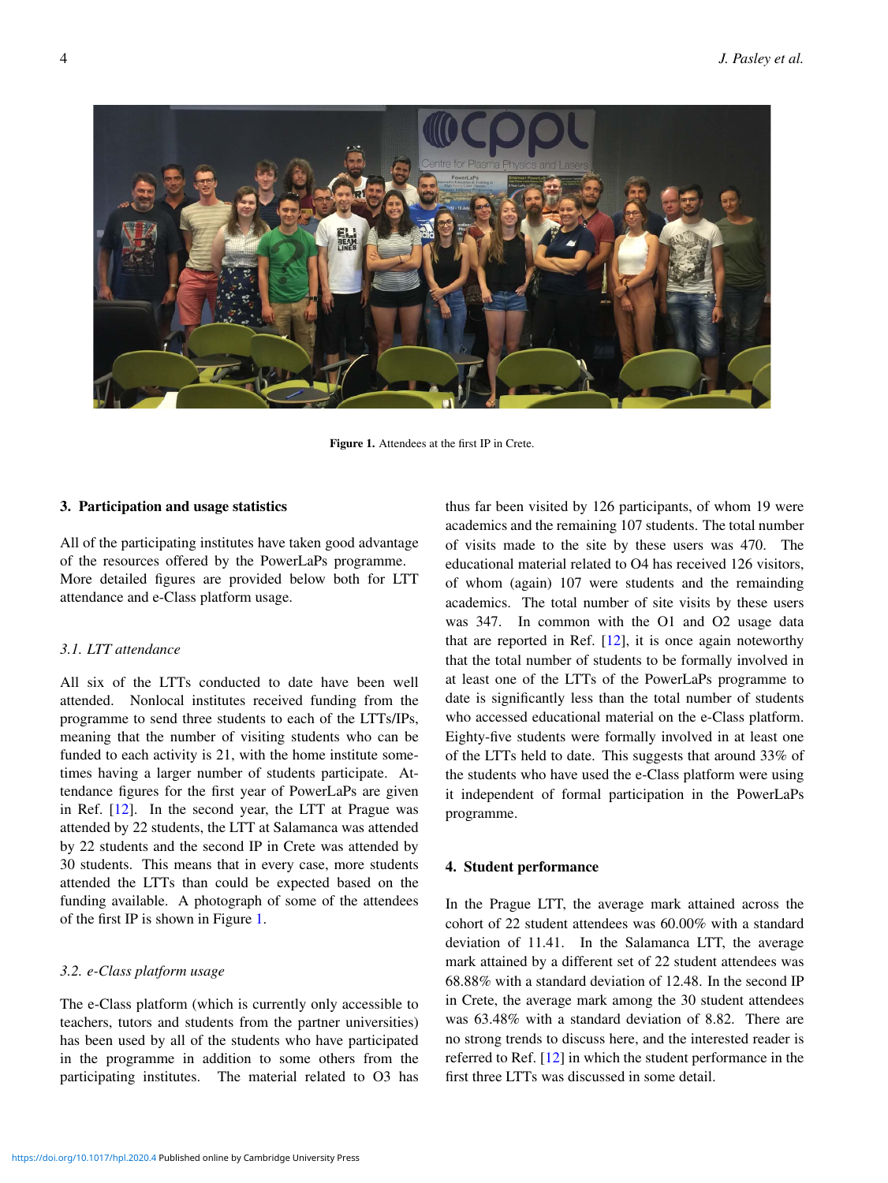Figure 1. Attendees at the first IP in Crete.

## 3. Participation and usage statistics

All of the participating institutes have taken good advantage of the resources offered by the PowerLaPs programme. More detailed figures are provided below both for LTT attendance and e-Class platform usage.

### 3.1. LTT attendance

All six of the LTTs conducted to date have been well attended. Nonlocal institutes received funding from the programme to send three students to each of the LTTs/IPs, meaning that the number of visiting students who can be funded to each activity is 21, with the home institute sometimes having a larger number of students participate. Attendance figures for the first year of PowerLaPs are given in Ref. [12]. In the second year, the LTT at Prague was attended by 22 students, the LTT at Salamanca was attended by 22 students and the second IP in Crete was attended by 30 students. This means that in every case, more students attended the LTTs than could be expected based on the funding available. A photograph of some of the attendees of the first IP is shown in Figure 1.

### 3.2. e-Class platform usage

The e-Class platform (which is currently only accessible to teachers, tutors and students from the partner universities) has been used by all of the students who have participated in the programme in addition to some others from the participating institutes. The material related to O3 has thus far been visited by 126 participants, of whom 19 were academics and the remaining 107 students. The total number of visits made to the site by these users was 470. The educational material related to O4 has received 126 visitors, of whom (again) 107 were students and the remaining academics. The total number of site visits by these users was 347. In common with the O1 and O2 usage data that are reported in Ref. [12], it is once again noteworthy that the total number of students to be formally involved in at least one of the LTTs of the PowerLaPs programme to date is significantly less than the total number of students who accessed educational material on the e-Class platform. Eighty-five students were formally involved in at least one of the LTTs held to date. This suggests that around 33% of the students who have used the e-Class platform were using it independent of formal participation in the PowerLaPs programme.

## 4. Student performance

In the Prague LTT, the average mark attained across the cohort of 22 student attendees was 60.00% with a standard deviation of 11.41. In the Salamanca LTT, the average mark attained by a different set of 22 student attendees was 68.88% with a standard deviation of 12.48. In the second IP in Crete, the average mark among the 30 student attendees was 63.48% with a standard deviation of 8.82. There are no strong trends to discuss here, and the interested reader is referred to Ref. [12] in which the student performance in the first three LTTs was discussed in some detail.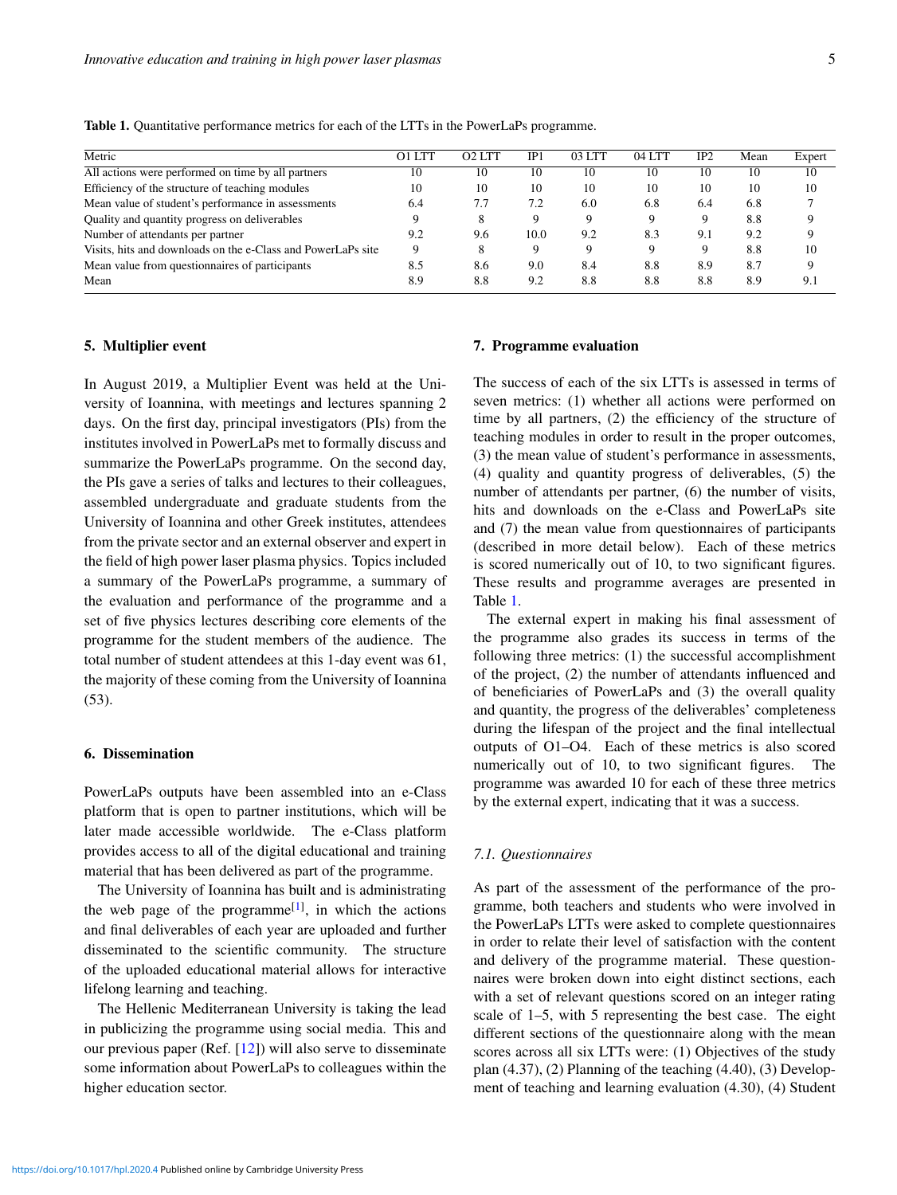**Table 1.** Quantitative performance metrics for each of the LTTs in the PowerLaPs programme.

| Metric | O1 LTT | O2 LTT | IP1 | 03 LTT | 04 LTT | IP2 | Mean | Expert |
|---|---|---|---|---|---|---|---|---|
| All actions were performed on time by all partners | 10 | 10 | 10 | 10 | 10 | 10 | 10 | 10 |
| Efficiency of the structure of teaching modules | 10 | 10 | 10 | 10 | 10 | 10 | 10 | 10 |
| Mean value of student's performance in assessments | 6.4 | 7.7 | 7.2 | 6.0 | 6.8 | 6.4 | 6.8 | 7 |
| Quality and quantity progress on deliverables | 9 | 8 | 9 | 9 | 9 | 9 | 8.8 | 9 |
| Number of attendants per partner | 9.2 | 9.6 | 10.0 | 9.2 | 8.3 | 9.1 | 9.2 | 9 |
| Visits, hits and downloads on the e-Class and PowerLaPs site | 9 | 8 | 9 | 9 | 9 | 9 | 8.8 | 10 |
| Mean value from questionnaires of participants | 8.5 | 8.6 | 9.0 | 8.4 | 8.8 | 8.9 | 8.7 | 9 |
| Mean | 8.9 | 8.8 | 9.2 | 8.8 | 8.8 | 8.8 | 8.9 | 9.1 |

## 5. Multiplier event

In August 2019, a Multiplier Event was held at the University of Ioannina, with meetings and lectures spanning 2 days. On the first day, principal investigators (PIs) from the institutes involved in PowerLaPs met to formally discuss and summarize the PowerLaPs programme. On the second day, the PIs gave a series of talks and lectures to their colleagues, assembled undergraduate and graduate students from the University of Ioannina and other Greek institutes, attendees from the private sector and an external observer and expert in the field of high power laser plasma physics. Topics included a summary of the PowerLaPs programme, a summary of the evaluation and performance of the programme and a set of five physics lectures describing core elements of the programme for the student members of the audience. The total number of student attendees at this 1-day event was 61, the majority of these coming from the University of Ioannina (53).

## 6. Dissemination

PowerLaPs outputs have been assembled into an e-Class platform that is open to partner institutions, which will be later made accessible worldwide. The e-Class platform provides access to all of the digital educational and training material that has been delivered as part of the programme.

The University of Ioannina has built and is administrating the web page of the programme[1], in which the actions and final deliverables of each year are uploaded and further disseminated to the scientific community. The structure of the uploaded educational material allows for interactive lifelong learning and teaching.

The Hellenic Mediterranean University is taking the lead in publicizing the programme using social media. This and our previous paper (Ref. [12]) will also serve to disseminate some information about PowerLaPs to colleagues within the higher education sector.

## 7. Programme evaluation

The success of each of the six LTTs is assessed in terms of seven metrics: (1) whether all actions were performed on time by all partners, (2) the efficiency of the structure of teaching modules in order to result in the proper outcomes, (3) the mean value of student's performance in assessments, (4) quality and quantity progress of deliverables, (5) the number of attendants per partner, (6) the number of visits, hits and downloads on the e-Class and PowerLaPs site and (7) the mean value from questionnaires of participants (described in more detail below). Each of these metrics is scored numerically out of 10, to two significant figures. These results and programme averages are presented in Table 1.

The external expert in making his final assessment of the programme also grades its success in terms of the following three metrics: (1) the successful accomplishment of the project, (2) the number of attendants influenced and of beneficiaries of PowerLaPs and (3) the overall quality and quantity, the progress of the deliverables' completeness during the lifespan of the project and the final intellectual outputs of O1–O4. Each of these metrics is also scored numerically out of 10, to two significant figures. The programme was awarded 10 for each of these three metrics by the external expert, indicating that it was a success.

### 7.1. Questionnaires

As part of the assessment of the performance of the programme, both teachers and students who were involved in the PowerLaPs LTTs were asked to complete questionnaires in order to relate their level of satisfaction with the content and delivery of the programme material. These questionnaires were broken down into eight distinct sections, each with a set of relevant questions scored on an integer rating scale of 1–5, with 5 representing the best case. The eight different sections of the questionnaire along with the mean scores across all six LTTs were: (1) Objectives of the study plan (4.37), (2) Planning of the teaching (4.40), (3) Development of teaching and learning evaluation (4.30), (4) Student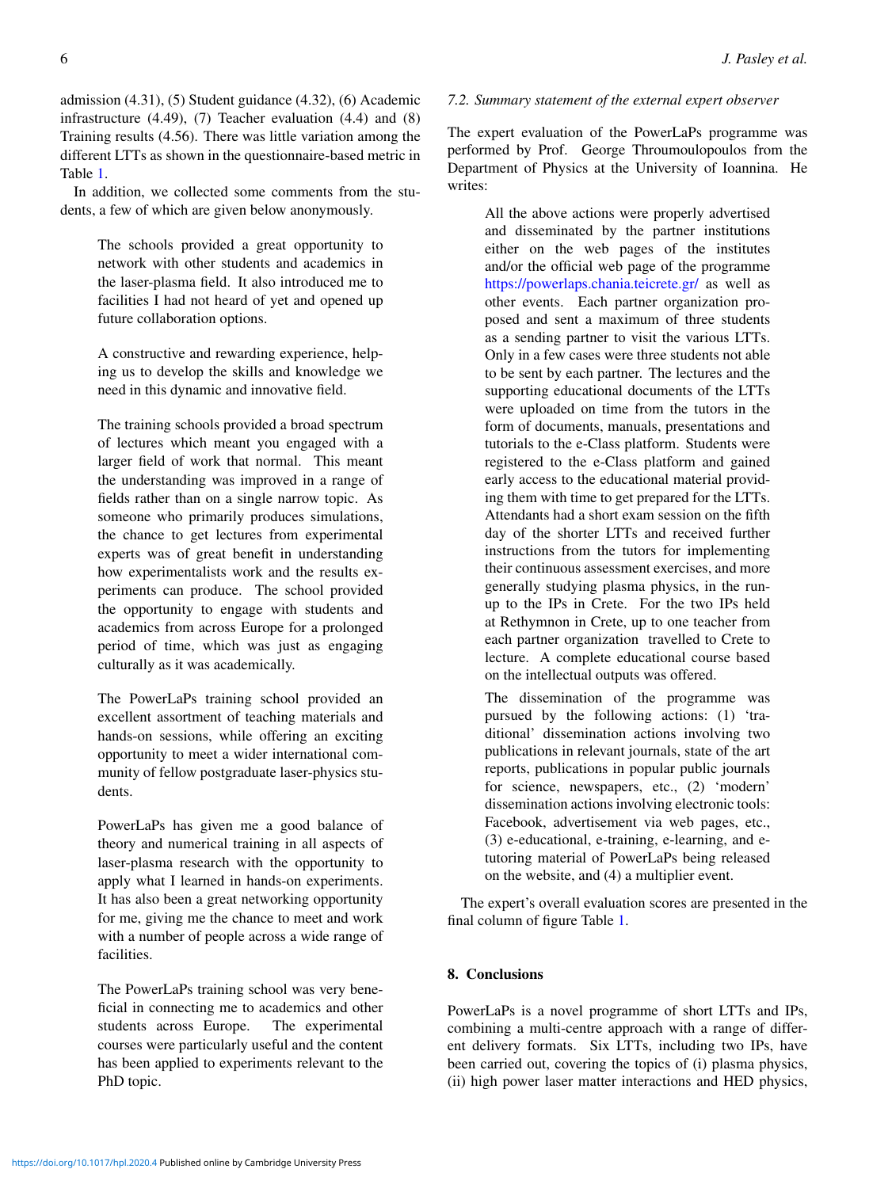admission (4.31), (5) Student guidance (4.32), (6) Academic infrastructure (4.49), (7) Teacher evaluation (4.4) and (8) Training results (4.56). There was little variation among the different LTTs as shown in the questionnaire-based metric in Table 1.

In addition, we collected some comments from the students, a few of which are given below anonymously.

> The schools provided a great opportunity to network with other students and academics in the laser-plasma field. It also introduced me to facilities I had not heard of yet and opened up future collaboration options.

> A constructive and rewarding experience, helping us to develop the skills and knowledge we need in this dynamic and innovative field.

> The training schools provided a broad spectrum of lectures which meant you engaged with a larger field of work that normal. This meant the understanding was improved in a range of fields rather than on a single narrow topic. As someone who primarily produces simulations, the chance to get lectures from experimental experts was of great benefit in understanding how experimentalists work and the results experiments can produce. The school provided the opportunity to engage with students and academics from across Europe for a prolonged period of time, which was just as engaging culturally as it was academically.

> The PowerLaPs training school provided an excellent assortment of teaching materials and hands-on sessions, while offering an exciting opportunity to meet a wider international community of fellow postgraduate laser-physics students.

> PowerLaPs has given me a good balance of theory and numerical training in all aspects of laser-plasma research with the opportunity to apply what I learned in hands-on experiments. It has also been a great networking opportunity for me, giving me the chance to meet and work with a number of people across a wide range of facilities.

> The PowerLaPs training school was very beneficial in connecting me to academics and other students across Europe. The experimental courses were particularly useful and the content has been applied to experiments relevant to the PhD topic.

### *7.2. Summary statement of the external expert observer*

The expert evaluation of the PowerLaPs programme was performed by Prof. George Throumoulopoulos from the Department of Physics at the University of Ioannina. He writes:

> All the above actions were properly advertised and disseminated by the partner institutions either on the web pages of the institutes and/or the official web page of the programme https://powerlaps.chania.teicrete.gr/ as well as other events. Each partner organization proposed and sent a maximum of three students as a sending partner to visit the various LTTs. Only in a few cases were three students not able to be sent by each partner. The lectures and the supporting educational documents of the LTTs were uploaded on time from the tutors in the form of documents, manuals, presentations and tutorials to the e-Class platform. Students were registered to the e-Class platform and gained early access to the educational material providing them with time to get prepared for the LTTs. Attendants had a short exam session on the fifth day of the shorter LTTs and received further instructions from the tutors for implementing their continuous assessment exercises, and more generally studying plasma physics, in the run-up to the IPs in Crete. For the two IPs held at Rethymnon in Crete, up to one teacher from each partner organization travelled to Crete to lecture. A complete educational course based on the intellectual outputs was offered.
>
> The dissemination of the programme was pursued by the following actions: (1) 'traditional' dissemination actions involving two publications in relevant journals, state of the art reports, publications in popular public journals for science, newspapers, etc., (2) 'modern' dissemination actions involving electronic tools: Facebook, advertisement via web pages, etc., (3) e-educational, e-training, e-learning, and e-tutoring material of PowerLaPs being released on the website, and (4) a multiplier event.

The expert's overall evaluation scores are presented in the final column of figure Table 1.

## 8. Conclusions

PowerLaPs is a novel programme of short LTTs and IPs, combining a multi-centre approach with a range of different delivery formats. Six LTTs, including two IPs, have been carried out, covering the topics of (i) plasma physics, (ii) high power laser matter interactions and HED physics,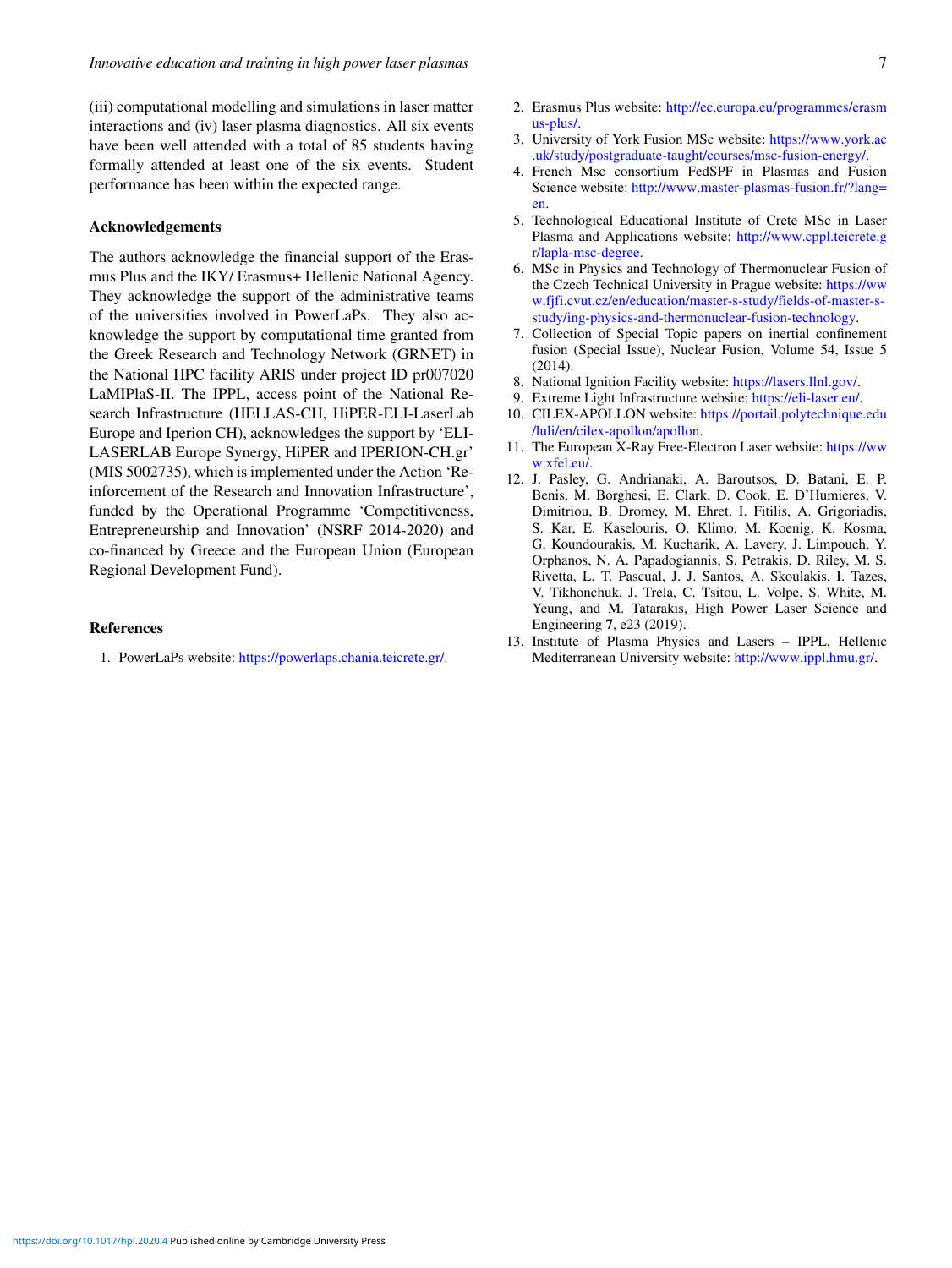(iii) computational modelling and simulations in laser matter interactions and (iv) laser plasma diagnostics. All six events have been well attended with a total of 85 students having formally attended at least one of the six events. Student performance has been within the expected range.

## Acknowledgements

The authors acknowledge the financial support of the Erasmus Plus and the IKY/ Erasmus+ Hellenic National Agency. They acknowledge the support of the administrative teams of the universities involved in PowerLaPs. They also acknowledge the support by computational time granted from the Greek Research and Technology Network (GRNET) in the National HPC facility ARIS under project ID pr007020 LaMIPlaS-II. The IPPL, access point of the National Research Infrastructure (HELLAS-CH, HiPER-ELI-LaserLab Europe and Iperion CH), acknowledges the support by 'ELI-LASERLAB Europe Synergy, HiPER and IPERION-CH.gr' (MIS 5002735), which is implemented under the Action 'Reinforcement of the Research and Innovation Infrastructure', funded by the Operational Programme 'Competitiveness, Entrepreneurship and Innovation' (NSRF 2014-2020) and co-financed by Greece and the European Union (European Regional Development Fund).

## References

1. PowerLaPs website: https://powerlaps.chania.teicrete.gr/.
2. Erasmus Plus website: http://ec.europa.eu/programmes/erasmus-plus/.
3. University of York Fusion MSc website: https://www.york.ac.uk/study/postgraduate-taught/courses/msc-fusion-energy/.
4. French Msc consortium FedSPF in Plasmas and Fusion Science website: http://www.master-plasmas-fusion.fr/?lang=en.
5. Technological Educational Institute of Crete MSc in Laser Plasma and Applications website: http://www.cppl.teicrete.gr/lapla-msc-degree.
6. MSc in Physics and Technology of Thermonuclear Fusion of the Czech Technical University in Prague website: https://www.fjfi.cvut.cz/en/education/master-s-study/fields-of-master-s-study/ing-physics-and-thermonuclear-fusion-technology.
7. Collection of Special Topic papers on inertial confinement fusion (Special Issue), Nuclear Fusion, Volume 54, Issue 5 (2014).
8. National Ignition Facility website: https://lasers.llnl.gov/.
9. Extreme Light Infrastructure website: https://eli-laser.eu/.
10. CILEX-APOLLON website: https://portail.polytechnique.edu/luli/en/cilex-apollon/apollon.
11. The European X-Ray Free-Electron Laser website: https://www.xfel.eu/.
12. J. Pasley, G. Andrianaki, A. Baroutsos, D. Batani, E. P. Benis, M. Borghesi, E. Clark, D. Cook, E. D'Humieres, V. Dimitriou, B. Dromey, M. Ehret, I. Fitilis, A. Grigoriadis, S. Kar, E. Kaselouris, O. Klimo, M. Koenig, K. Kosma, G. Koundourakis, M. Kucharik, A. Lavery, J. Limpouch, Y. Orphanos, N. A. Papadogiannis, S. Petrakis, D. Riley, M. S. Rivetta, L. T. Pascual, J. J. Santos, A. Skoulakis, I. Tazes, V. Tikhonchuk, J. Trela, C. Tsitou, L. Volpe, S. White, M. Yeung, and M. Tatarakis, High Power Laser Science and Engineering **7**, e23 (2019).
13. Institute of Plasma Physics and Lasers – IPPL, Hellenic Mediterranean University website: http://www.ippl.hmu.gr/.